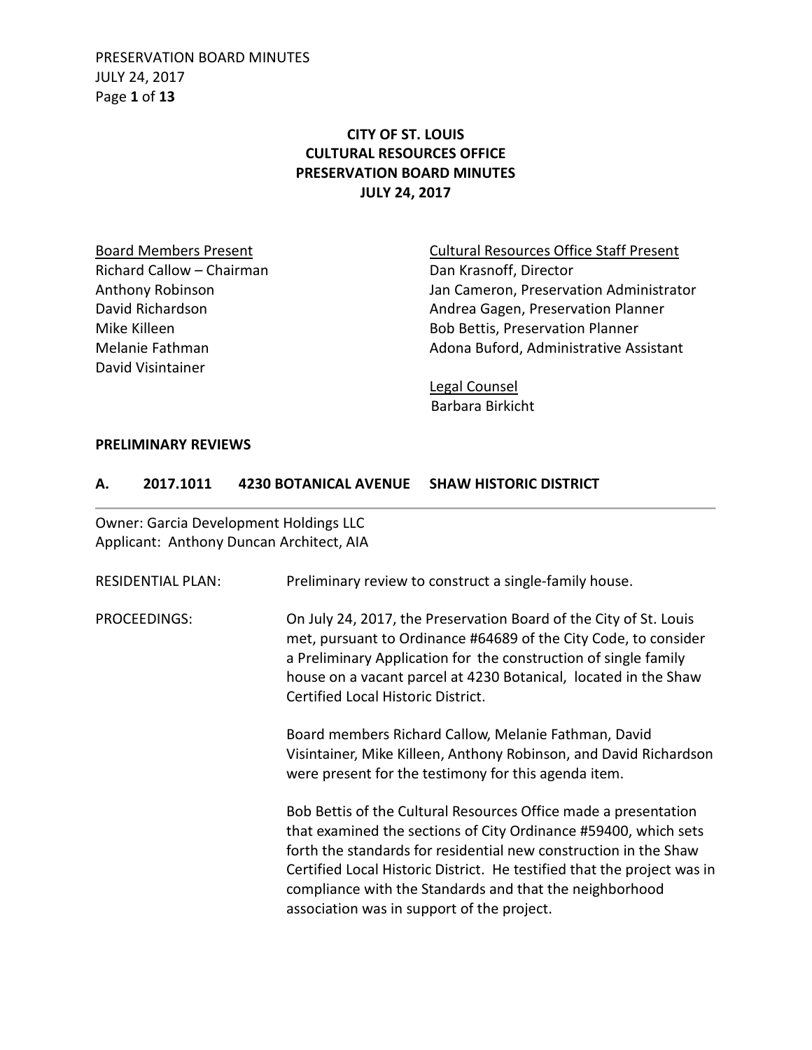# CITY OF ST. LOUIS
# CULTURAL RESOURCES OFFICE
# PRESERVATION BOARD MINUTES
# JULY 24, 2017

<u>Board Members Present</u>
Richard Callow – Chairman
Anthony Robinson
David Richardson
Mike Killeen
Melanie Fathman
David Visintainer

<u>Cultural Resources Office Staff Present</u>
Dan Krasnoff, Director
Jan Cameron, Preservation Administrator
Andrea Gagen, Preservation Planner
Bob Bettis, Preservation Planner
Adona Buford, Administrative Assistant

<u>Legal Counsel</u>
Barbara Birkicht

## PRELIMINARY REVIEWS

### A. 2017.1011 4230 BOTANICAL AVENUE SHAW HISTORIC DISTRICT

Owner: Garcia Development Holdings LLC
Applicant: Anthony Duncan Architect, AIA

RESIDENTIAL PLAN: Preliminary review to construct a single-family house.

PROCEEDINGS: On July 24, 2017, the Preservation Board of the City of St. Louis met, pursuant to Ordinance #64689 of the City Code, to consider a Preliminary Application for the construction of single family house on a vacant parcel at 4230 Botanical, located in the Shaw Certified Local Historic District.

Board members Richard Callow, Melanie Fathman, David Visintainer, Mike Killeen, Anthony Robinson, and David Richardson were present for the testimony for this agenda item.

Bob Bettis of the Cultural Resources Office made a presentation that examined the sections of City Ordinance #59400, which sets forth the standards for residential new construction in the Shaw Certified Local Historic District. He testified that the project was in compliance with the Standards and that the neighborhood association was in support of the project.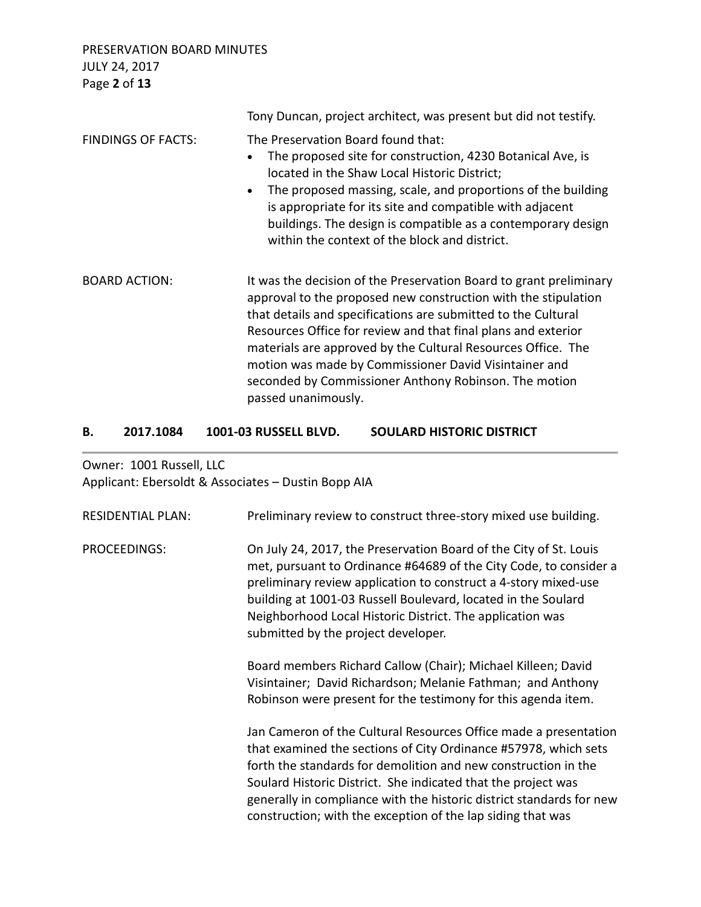Tony Duncan, project architect, was present but did not testify.

FINDINGS OF FACTS: The Preservation Board found that:

- The proposed site for construction, 4230 Botanical Ave, is located in the Shaw Local Historic District;
- The proposed massing, scale, and proportions of the building is appropriate for its site and compatible with adjacent buildings. The design is compatible as a contemporary design within the context of the block and district.

BOARD ACTION: It was the decision of the Preservation Board to grant preliminary approval to the proposed new construction with the stipulation that details and specifications are submitted to the Cultural Resources Office for review and that final plans and exterior materials are approved by the Cultural Resources Office. The motion was made by Commissioner David Visintainer and seconded by Commissioner Anthony Robinson. The motion passed unanimously.

## B. 2017.1084 1001-03 RUSSELL BLVD. SOULARD HISTORIC DISTRICT

Owner: 1001 Russell, LLC
Applicant: Ebersoldt & Associates – Dustin Bopp AIA

RESIDENTIAL PLAN: Preliminary review to construct three-story mixed use building.

PROCEEDINGS: On July 24, 2017, the Preservation Board of the City of St. Louis met, pursuant to Ordinance #64689 of the City Code, to consider a preliminary review application to construct a 4-story mixed-use building at 1001-03 Russell Boulevard, located in the Soulard Neighborhood Local Historic District. The application was submitted by the project developer.

Board members Richard Callow (Chair); Michael Killeen; David Visintainer; David Richardson; Melanie Fathman; and Anthony Robinson were present for the testimony for this agenda item.

Jan Cameron of the Cultural Resources Office made a presentation that examined the sections of City Ordinance #57978, which sets forth the standards for demolition and new construction in the Soulard Historic District. She indicated that the project was generally in compliance with the historic district standards for new construction; with the exception of the lap siding that was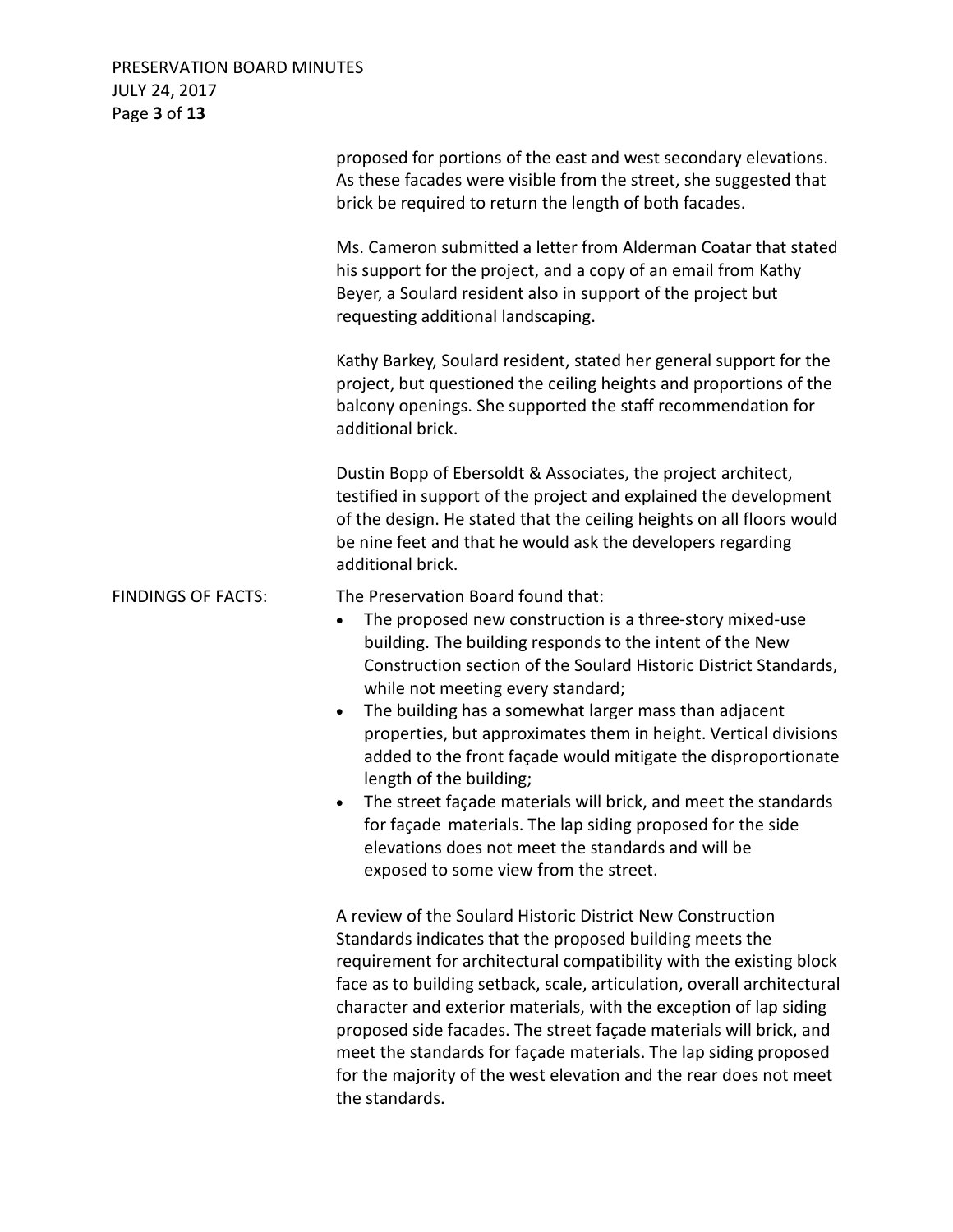proposed for portions of the east and west secondary elevations. As these facades were visible from the street, she suggested that brick be required to return the length of both facades.

Ms. Cameron submitted a letter from Alderman Coatar that stated his support for the project, and a copy of an email from Kathy Beyer, a Soulard resident also in support of the project but requesting additional landscaping.

Kathy Barkey, Soulard resident, stated her general support for the project, but questioned the ceiling heights and proportions of the balcony openings. She supported the staff recommendation for additional brick.

Dustin Bopp of Ebersoldt & Associates, the project architect, testified in support of the project and explained the development of the design. He stated that the ceiling heights on all floors would be nine feet and that he would ask the developers regarding additional brick.

FINDINGS OF FACTS: The Preservation Board found that:

- The proposed new construction is a three-story mixed-use building. The building responds to the intent of the New Construction section of the Soulard Historic District Standards, while not meeting every standard;
- The building has a somewhat larger mass than adjacent properties, but approximates them in height. Vertical divisions added to the front façade would mitigate the disproportionate length of the building;
- The street façade materials will brick, and meet the standards for façade materials. The lap siding proposed for the side elevations does not meet the standards and will be exposed to some view from the street.

A review of the Soulard Historic District New Construction Standards indicates that the proposed building meets the requirement for architectural compatibility with the existing block face as to building setback, scale, articulation, overall architectural character and exterior materials, with the exception of lap siding proposed side facades. The street façade materials will brick, and meet the standards for façade materials. The lap siding proposed for the majority of the west elevation and the rear does not meet the standards.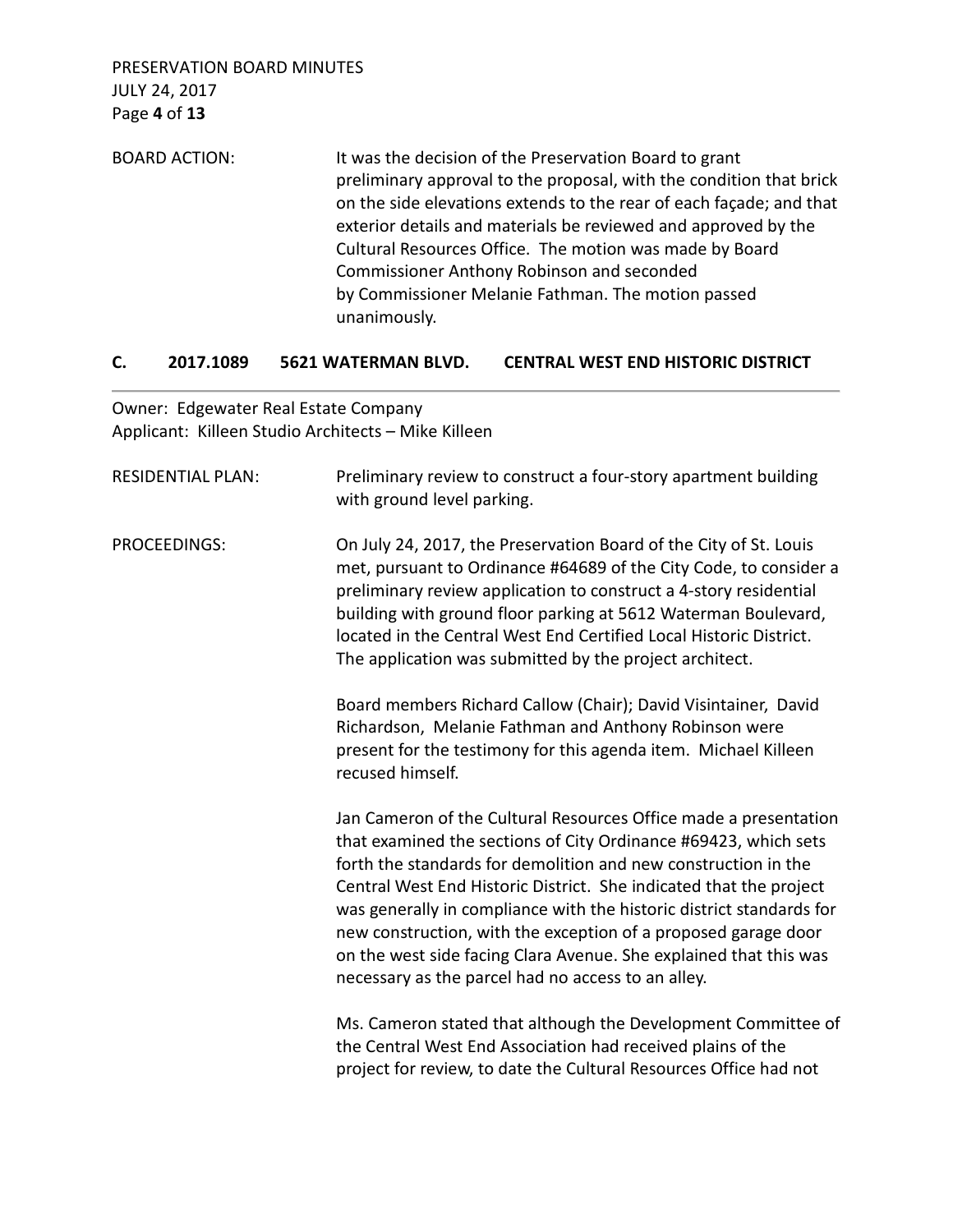BOARD ACTION: It was the decision of the Preservation Board to grant preliminary approval to the proposal, with the condition that brick on the side elevations extends to the rear of each façade; and that exterior details and materials be reviewed and approved by the Cultural Resources Office. The motion was made by Board Commissioner Anthony Robinson and seconded by Commissioner Melanie Fathman. The motion passed unanimously.

## C. 2017.1089 5621 WATERMAN BLVD. CENTRAL WEST END HISTORIC DISTRICT

Owner: Edgewater Real Estate Company
Applicant: Killeen Studio Architects – Mike Killeen

RESIDENTIAL PLAN: Preliminary review to construct a four-story apartment building with ground level parking.

PROCEEDINGS: On July 24, 2017, the Preservation Board of the City of St. Louis met, pursuant to Ordinance #64689 of the City Code, to consider a preliminary review application to construct a 4-story residential building with ground floor parking at 5612 Waterman Boulevard, located in the Central West End Certified Local Historic District. The application was submitted by the project architect.

Board members Richard Callow (Chair); David Visintainer, David Richardson, Melanie Fathman and Anthony Robinson were present for the testimony for this agenda item. Michael Killeen recused himself.

Jan Cameron of the Cultural Resources Office made a presentation that examined the sections of City Ordinance #69423, which sets forth the standards for demolition and new construction in the Central West End Historic District. She indicated that the project was generally in compliance with the historic district standards for new construction, with the exception of a proposed garage door on the west side facing Clara Avenue. She explained that this was necessary as the parcel had no access to an alley.

Ms. Cameron stated that although the Development Committee of the Central West End Association had received plains of the project for review, to date the Cultural Resources Office had not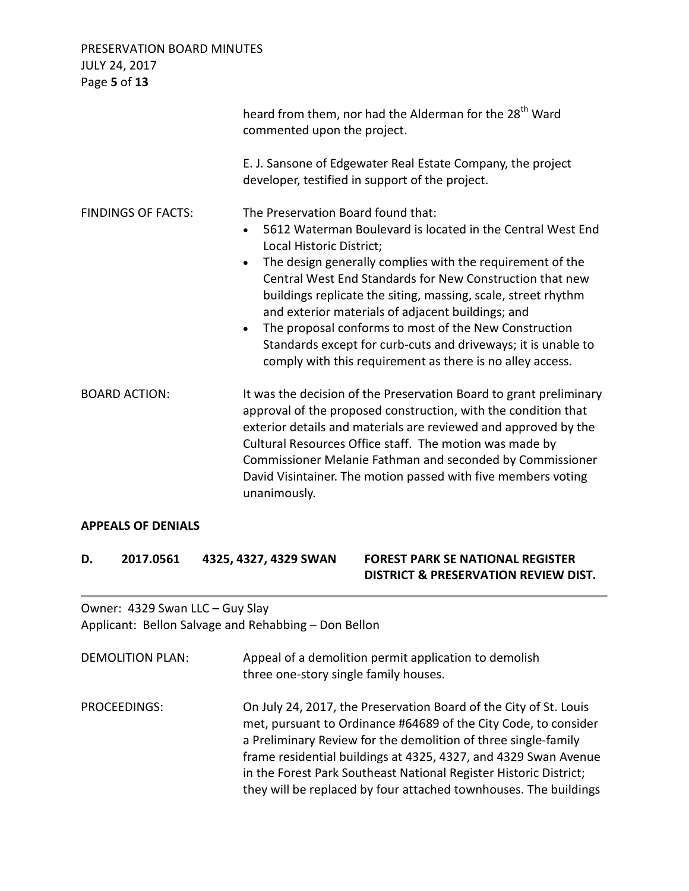heard from them, nor had the Alderman for the 28th Ward commented upon the project.

E. J. Sansone of Edgewater Real Estate Company, the project developer, testified in support of the project.

FINDINGS OF FACTS: The Preservation Board found that:

- 5612 Waterman Boulevard is located in the Central West End Local Historic District;
- The design generally complies with the requirement of the Central West End Standards for New Construction that new buildings replicate the siting, massing, scale, street rhythm and exterior materials of adjacent buildings; and
- The proposal conforms to most of the New Construction Standards except for curb-cuts and driveways; it is unable to comply with this requirement as there is no alley access.

BOARD ACTION: It was the decision of the Preservation Board to grant preliminary approval of the proposed construction, with the condition that exterior details and materials are reviewed and approved by the Cultural Resources Office staff. The motion was made by Commissioner Melanie Fathman and seconded by Commissioner David Visintainer. The motion passed with five members voting unanimously.

**APPEALS OF DENIALS**

**D. 2017.0561 4325, 4327, 4329 SWAN FOREST PARK SE NATIONAL REGISTER DISTRICT & PRESERVATION REVIEW DIST.**

Owner: 4329 Swan LLC – Guy Slay
Applicant: Bellon Salvage and Rehabbing – Don Bellon

DEMOLITION PLAN: Appeal of a demolition permit application to demolish three one-story single family houses.

PROCEEDINGS: On July 24, 2017, the Preservation Board of the City of St. Louis met, pursuant to Ordinance #64689 of the City Code, to consider a Preliminary Review for the demolition of three single-family frame residential buildings at 4325, 4327, and 4329 Swan Avenue in the Forest Park Southeast National Register Historic District; they will be replaced by four attached townhouses. The buildings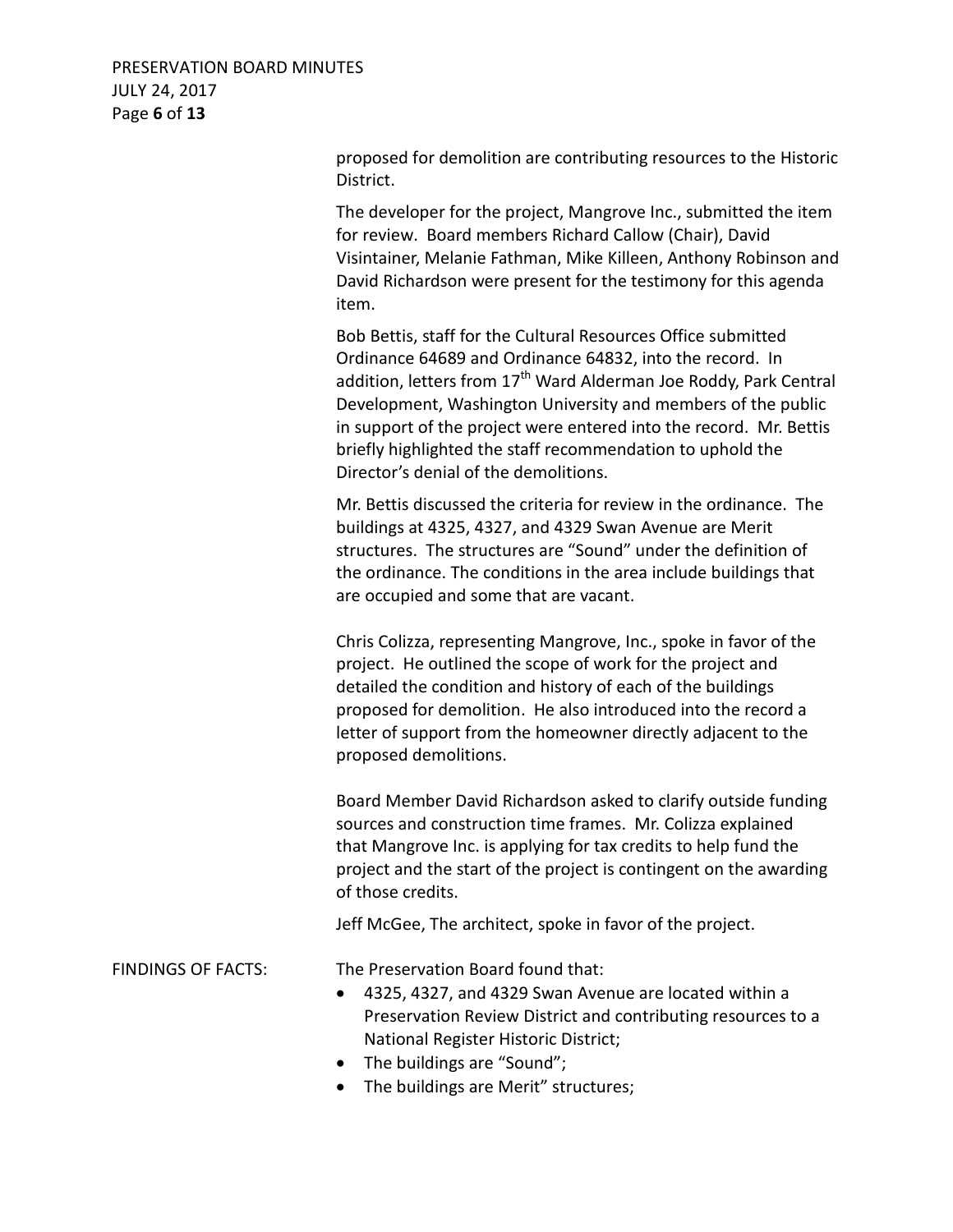proposed for demolition are contributing resources to the Historic District.

The developer for the project, Mangrove Inc., submitted the item for review. Board members Richard Callow (Chair), David Visintainer, Melanie Fathman, Mike Killeen, Anthony Robinson and David Richardson were present for the testimony for this agenda item.

Bob Bettis, staff for the Cultural Resources Office submitted Ordinance 64689 and Ordinance 64832, into the record. In addition, letters from 17th Ward Alderman Joe Roddy, Park Central Development, Washington University and members of the public in support of the project were entered into the record. Mr. Bettis briefly highlighted the staff recommendation to uphold the Director's denial of the demolitions.

Mr. Bettis discussed the criteria for review in the ordinance. The buildings at 4325, 4327, and 4329 Swan Avenue are Merit structures. The structures are "Sound" under the definition of the ordinance. The conditions in the area include buildings that are occupied and some that are vacant.

Chris Colizza, representing Mangrove, Inc., spoke in favor of the project. He outlined the scope of work for the project and detailed the condition and history of each of the buildings proposed for demolition. He also introduced into the record a letter of support from the homeowner directly adjacent to the proposed demolitions.

Board Member David Richardson asked to clarify outside funding sources and construction time frames. Mr. Colizza explained that Mangrove Inc. is applying for tax credits to help fund the project and the start of the project is contingent on the awarding of those credits.

Jeff McGee, The architect, spoke in favor of the project.

FINDINGS OF FACTS: The Preservation Board found that:

- 4325, 4327, and 4329 Swan Avenue are located within a Preservation Review District and contributing resources to a National Register Historic District;
- The buildings are "Sound";
- The buildings are Merit" structures;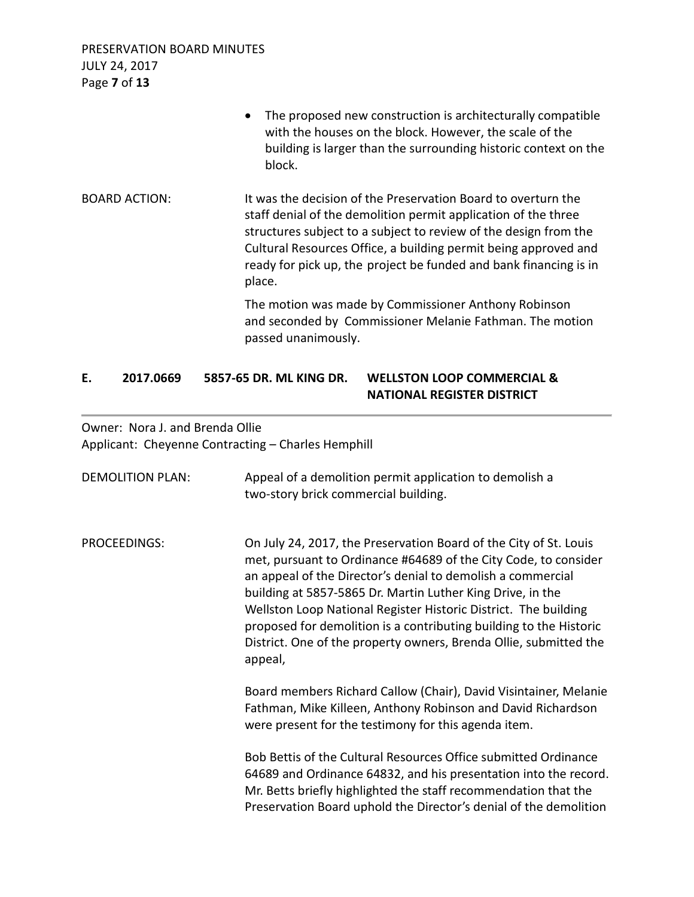- The proposed new construction is architecturally compatible with the houses on the block. However, the scale of the building is larger than the surrounding historic context on the block.

BOARD ACTION: It was the decision of the Preservation Board to overturn the staff denial of the demolition permit application of the three structures subject to a subject to review of the design from the Cultural Resources Office, a building permit being approved and ready for pick up, the project be funded and bank financing is in place.

The motion was made by Commissioner Anthony Robinson and seconded by Commissioner Melanie Fathman. The motion passed unanimously.

## E. 2017.0669 5857-65 DR. ML KING DR. WELLSTON LOOP COMMERCIAL & NATIONAL REGISTER DISTRICT

Owner: Nora J. and Brenda Ollie
Applicant: Cheyenne Contracting – Charles Hemphill

DEMOLITION PLAN: Appeal of a demolition permit application to demolish a two-story brick commercial building.

PROCEEDINGS: On July 24, 2017, the Preservation Board of the City of St. Louis met, pursuant to Ordinance #64689 of the City Code, to consider an appeal of the Director's denial to demolish a commercial building at 5857-5865 Dr. Martin Luther King Drive, in the Wellston Loop National Register Historic District. The building proposed for demolition is a contributing building to the Historic District. One of the property owners, Brenda Ollie, submitted the appeal,

Board members Richard Callow (Chair), David Visintainer, Melanie Fathman, Mike Killeen, Anthony Robinson and David Richardson were present for the testimony for this agenda item.

Bob Bettis of the Cultural Resources Office submitted Ordinance 64689 and Ordinance 64832, and his presentation into the record. Mr. Betts briefly highlighted the staff recommendation that the Preservation Board uphold the Director's denial of the demolition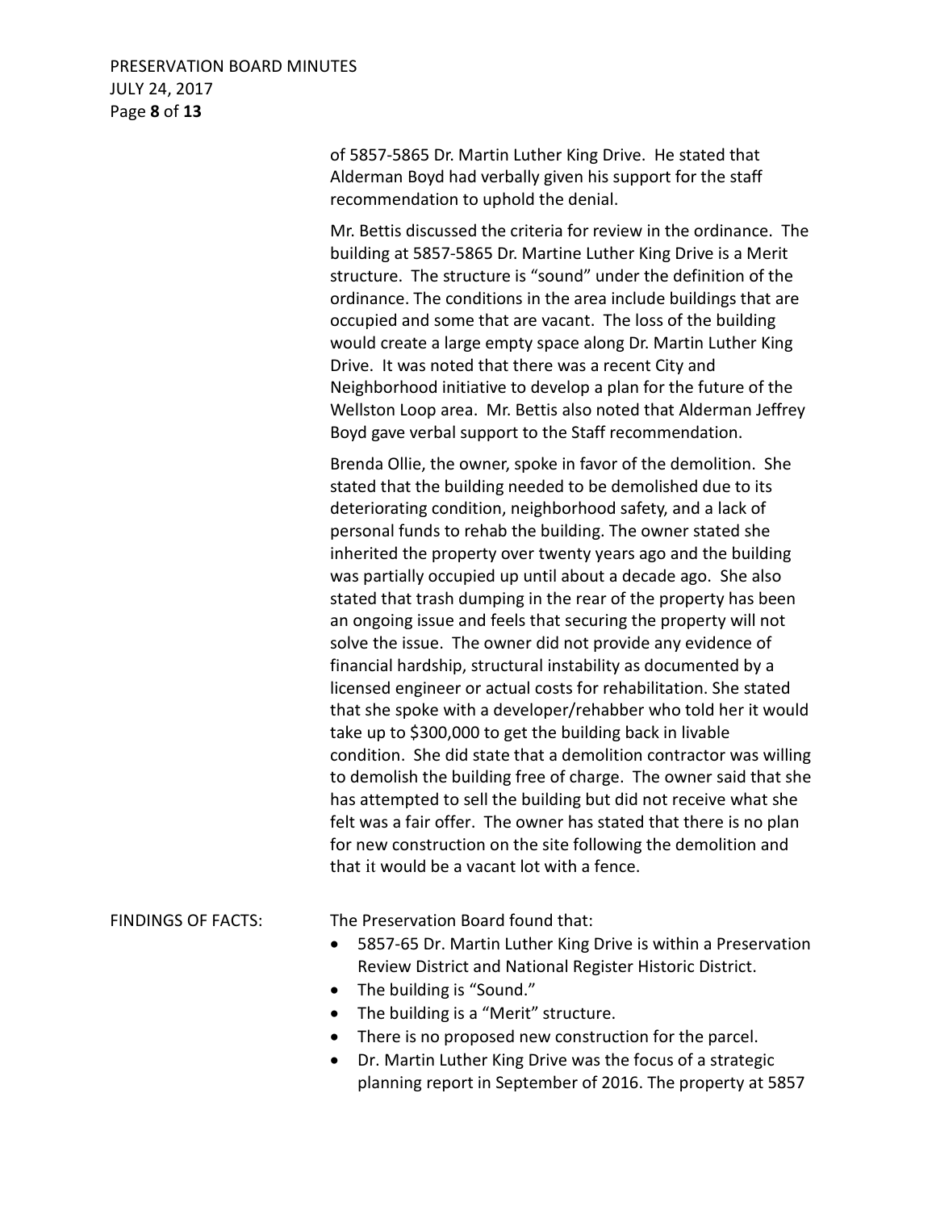of 5857-5865 Dr. Martin Luther King Drive. He stated that Alderman Boyd had verbally given his support for the staff recommendation to uphold the denial.

Mr. Bettis discussed the criteria for review in the ordinance. The building at 5857-5865 Dr. Martine Luther King Drive is a Merit structure. The structure is "sound" under the definition of the ordinance. The conditions in the area include buildings that are occupied and some that are vacant. The loss of the building would create a large empty space along Dr. Martin Luther King Drive. It was noted that there was a recent City and Neighborhood initiative to develop a plan for the future of the Wellston Loop area. Mr. Bettis also noted that Alderman Jeffrey Boyd gave verbal support to the Staff recommendation.

Brenda Ollie, the owner, spoke in favor of the demolition. She stated that the building needed to be demolished due to its deteriorating condition, neighborhood safety, and a lack of personal funds to rehab the building. The owner stated she inherited the property over twenty years ago and the building was partially occupied up until about a decade ago. She also stated that trash dumping in the rear of the property has been an ongoing issue and feels that securing the property will not solve the issue. The owner did not provide any evidence of financial hardship, structural instability as documented by a licensed engineer or actual costs for rehabilitation. She stated that she spoke with a developer/rehabber who told her it would take up to $300,000 to get the building back in livable condition. She did state that a demolition contractor was willing to demolish the building free of charge. The owner said that she has attempted to sell the building but did not receive what she felt was a fair offer. The owner has stated that there is no plan for new construction on the site following the demolition and that it would be a vacant lot with a fence.

FINDINGS OF FACTS: The Preservation Board found that:

- 5857-65 Dr. Martin Luther King Drive is within a Preservation Review District and National Register Historic District.
- The building is "Sound."
- The building is a "Merit" structure.
- There is no proposed new construction for the parcel.
- Dr. Martin Luther King Drive was the focus of a strategic planning report in September of 2016. The property at 5857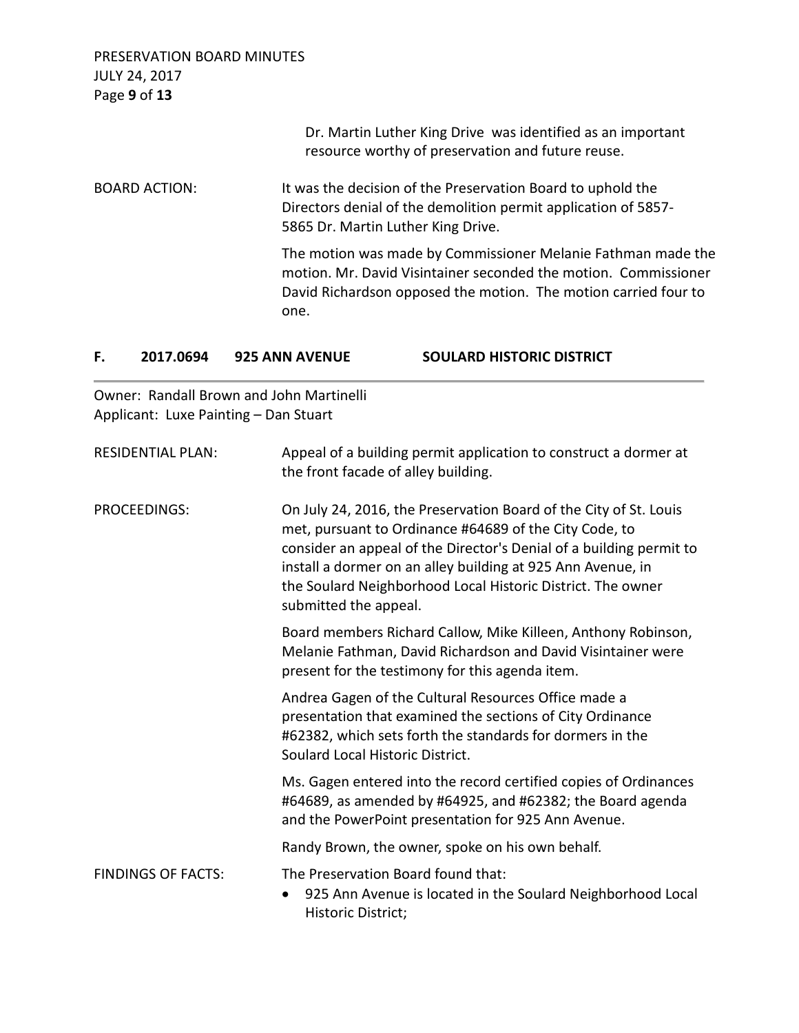Dr. Martin Luther King Drive was identified as an important resource worthy of preservation and future reuse.

BOARD ACTION: It was the decision of the Preservation Board to uphold the Directors denial of the demolition permit application of 5857-5865 Dr. Martin Luther King Drive.

The motion was made by Commissioner Melanie Fathman made the motion. Mr. David Visintainer seconded the motion. Commissioner David Richardson opposed the motion. The motion carried four to one.

## F. 2017.0694 925 ANN AVENUE SOULARD HISTORIC DISTRICT

Owner: Randall Brown and John Martinelli
Applicant: Luxe Painting – Dan Stuart

RESIDENTIAL PLAN: Appeal of a building permit application to construct a dormer at the front facade of alley building.

PROCEEDINGS: On July 24, 2016, the Preservation Board of the City of St. Louis met, pursuant to Ordinance #64689 of the City Code, to consider an appeal of the Director's Denial of a building permit to install a dormer on an alley building at 925 Ann Avenue, in the Soulard Neighborhood Local Historic District. The owner submitted the appeal.

Board members Richard Callow, Mike Killeen, Anthony Robinson, Melanie Fathman, David Richardson and David Visintainer were present for the testimony for this agenda item.

Andrea Gagen of the Cultural Resources Office made a presentation that examined the sections of City Ordinance #62382, which sets forth the standards for dormers in the Soulard Local Historic District.

Ms. Gagen entered into the record certified copies of Ordinances #64689, as amended by #64925, and #62382; the Board agenda and the PowerPoint presentation for 925 Ann Avenue.

Randy Brown, the owner, spoke on his own behalf.

FINDINGS OF FACTS: The Preservation Board found that:

- 925 Ann Avenue is located in the Soulard Neighborhood Local Historic District;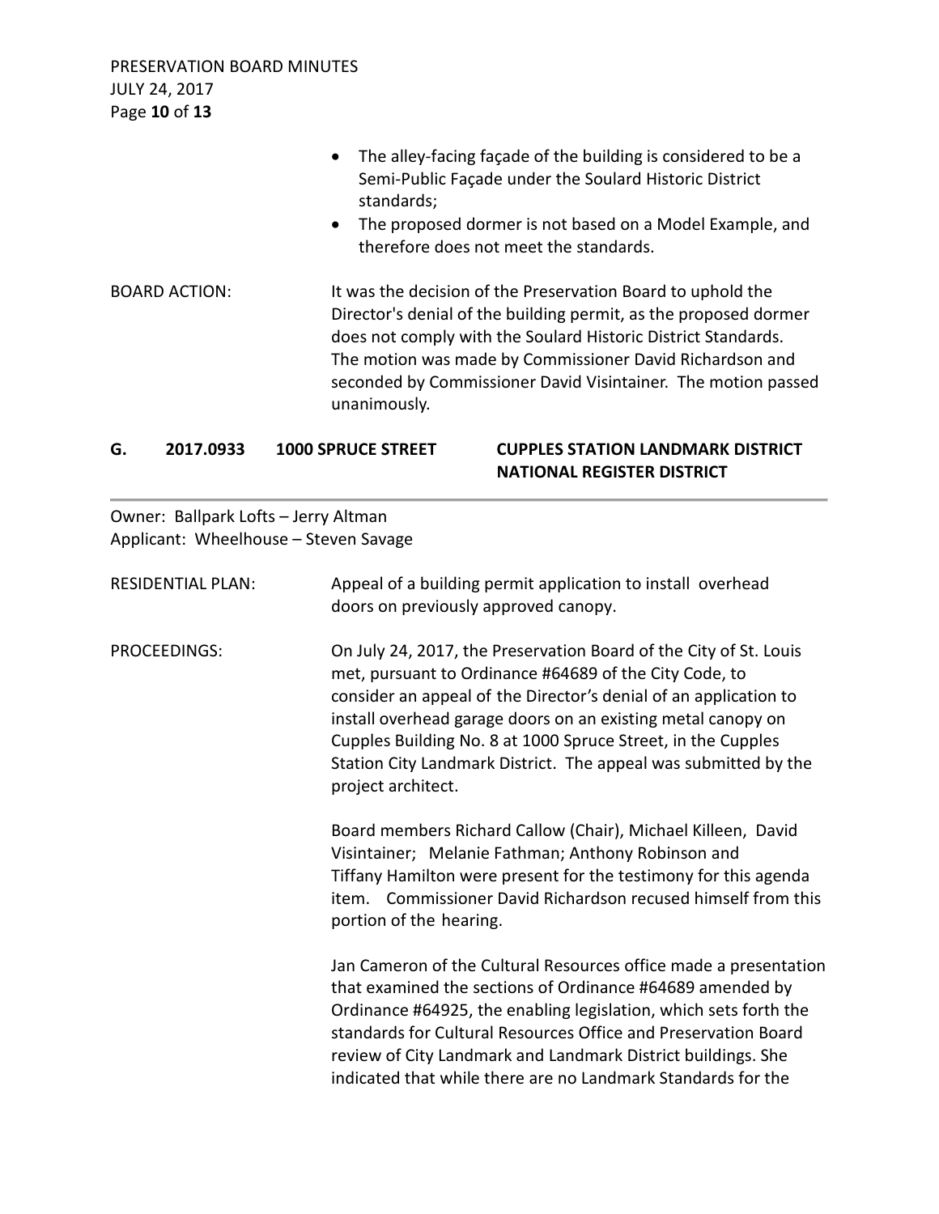- The alley-facing façade of the building is considered to be a Semi-Public Façade under the Soulard Historic District standards;
- The proposed dormer is not based on a Model Example, and therefore does not meet the standards.

BOARD ACTION: It was the decision of the Preservation Board to uphold the Director's denial of the building permit, as the proposed dormer does not comply with the Soulard Historic District Standards. The motion was made by Commissioner David Richardson and seconded by Commissioner David Visintainer. The motion passed unanimously.

### G. 2017.0933 1000 SPRUCE STREET CUPPLES STATION LANDMARK DISTRICT NATIONAL REGISTER DISTRICT

---

Owner: Ballpark Lofts – Jerry Altman
Applicant: Wheelhouse – Steven Savage

RESIDENTIAL PLAN: Appeal of a building permit application to install overhead doors on previously approved canopy.

PROCEEDINGS: On July 24, 2017, the Preservation Board of the City of St. Louis met, pursuant to Ordinance #64689 of the City Code, to consider an appeal of the Director's denial of an application to install overhead garage doors on an existing metal canopy on Cupples Building No. 8 at 1000 Spruce Street, in the Cupples Station City Landmark District. The appeal was submitted by the project architect.

Board members Richard Callow (Chair), Michael Killeen, David Visintainer; Melanie Fathman; Anthony Robinson and Tiffany Hamilton were present for the testimony for this agenda item. Commissioner David Richardson recused himself from this portion of the hearing.

Jan Cameron of the Cultural Resources office made a presentation that examined the sections of Ordinance #64689 amended by Ordinance #64925, the enabling legislation, which sets forth the standards for Cultural Resources Office and Preservation Board review of City Landmark and Landmark District buildings. She indicated that while there are no Landmark Standards for the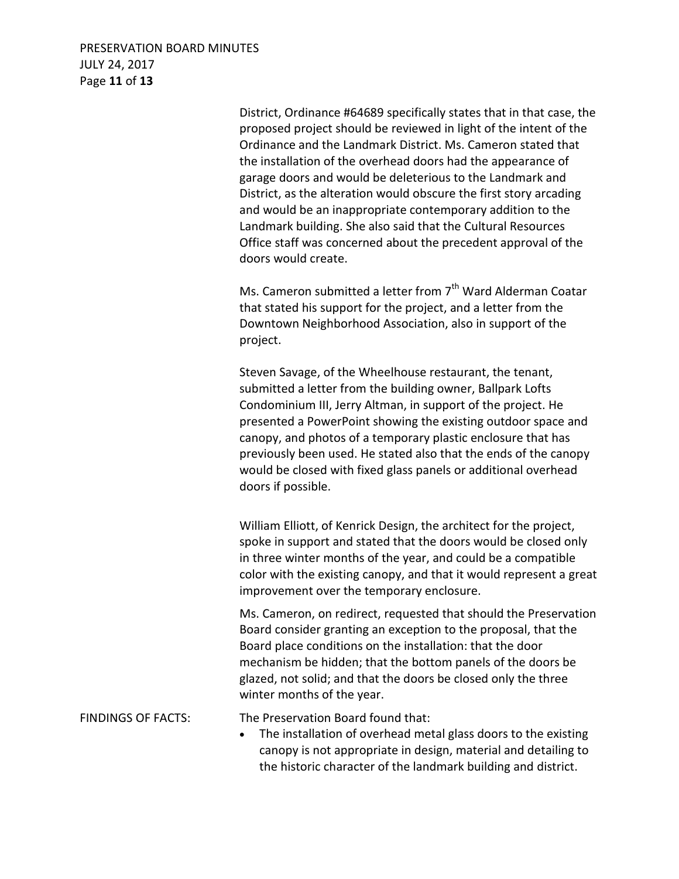District, Ordinance #64689 specifically states that in that case, the proposed project should be reviewed in light of the intent of the Ordinance and the Landmark District. Ms. Cameron stated that the installation of the overhead doors had the appearance of garage doors and would be deleterious to the Landmark and District, as the alteration would obscure the first story arcading and would be an inappropriate contemporary addition to the Landmark building. She also said that the Cultural Resources Office staff was concerned about the precedent approval of the doors would create.

Ms. Cameron submitted a letter from 7th Ward Alderman Coatar that stated his support for the project, and a letter from the Downtown Neighborhood Association, also in support of the project.

Steven Savage, of the Wheelhouse restaurant, the tenant, submitted a letter from the building owner, Ballpark Lofts Condominium III, Jerry Altman, in support of the project. He presented a PowerPoint showing the existing outdoor space and canopy, and photos of a temporary plastic enclosure that has previously been used. He stated also that the ends of the canopy would be closed with fixed glass panels or additional overhead doors if possible.

William Elliott, of Kenrick Design, the architect for the project, spoke in support and stated that the doors would be closed only in three winter months of the year, and could be a compatible color with the existing canopy, and that it would represent a great improvement over the temporary enclosure.

Ms. Cameron, on redirect, requested that should the Preservation Board consider granting an exception to the proposal, that the Board place conditions on the installation: that the door mechanism be hidden; that the bottom panels of the doors be glazed, not solid; and that the doors be closed only the three winter months of the year.

FINDINGS OF FACTS: The Preservation Board found that:

- The installation of overhead metal glass doors to the existing canopy is not appropriate in design, material and detailing to the historic character of the landmark building and district.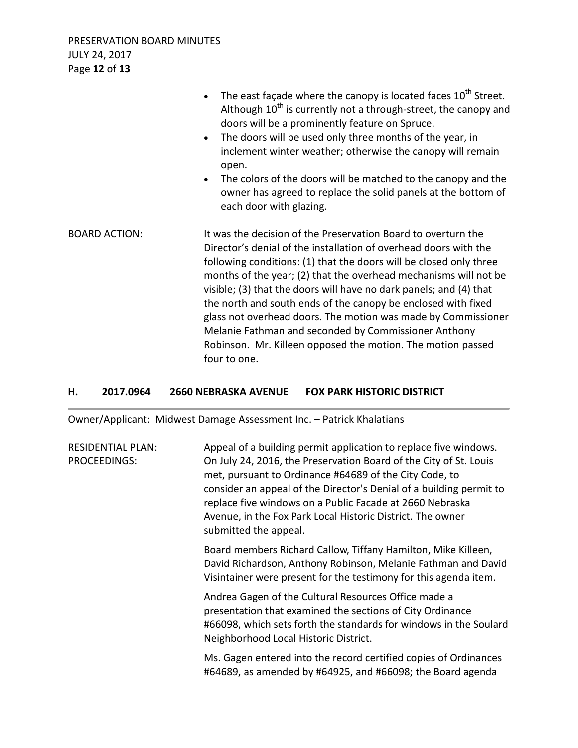- The east façade where the canopy is located faces 10th Street. Although 10th is currently not a through-street, the canopy and doors will be a prominently feature on Spruce.
- The doors will be used only three months of the year, in inclement winter weather; otherwise the canopy will remain open.
- The colors of the doors will be matched to the canopy and the owner has agreed to replace the solid panels at the bottom of each door with glazing.

BOARD ACTION: It was the decision of the Preservation Board to overturn the Director's denial of the installation of overhead doors with the following conditions: (1) that the doors will be closed only three months of the year; (2) that the overhead mechanisms will not be visible; (3) that the doors will have no dark panels; and (4) that the north and south ends of the canopy be enclosed with fixed glass not overhead doors. The motion was made by Commissioner Melanie Fathman and seconded by Commissioner Anthony Robinson. Mr. Killeen opposed the motion. The motion passed four to one.

## H. 2017.0964 2660 NEBRASKA AVENUE FOX PARK HISTORIC DISTRICT

Owner/Applicant: Midwest Damage Assessment Inc. – Patrick Khalatians

RESIDENTIAL PLAN: PROCEEDINGS: Appeal of a building permit application to replace five windows. On July 24, 2016, the Preservation Board of the City of St. Louis met, pursuant to Ordinance #64689 of the City Code, to consider an appeal of the Director's Denial of a building permit to replace five windows on a Public Facade at 2660 Nebraska Avenue, in the Fox Park Local Historic District. The owner submitted the appeal.

Board members Richard Callow, Tiffany Hamilton, Mike Killeen, David Richardson, Anthony Robinson, Melanie Fathman and David Visintainer were present for the testimony for this agenda item.

Andrea Gagen of the Cultural Resources Office made a presentation that examined the sections of City Ordinance #66098, which sets forth the standards for windows in the Soulard Neighborhood Local Historic District.

Ms. Gagen entered into the record certified copies of Ordinances #64689, as amended by #64925, and #66098; the Board agenda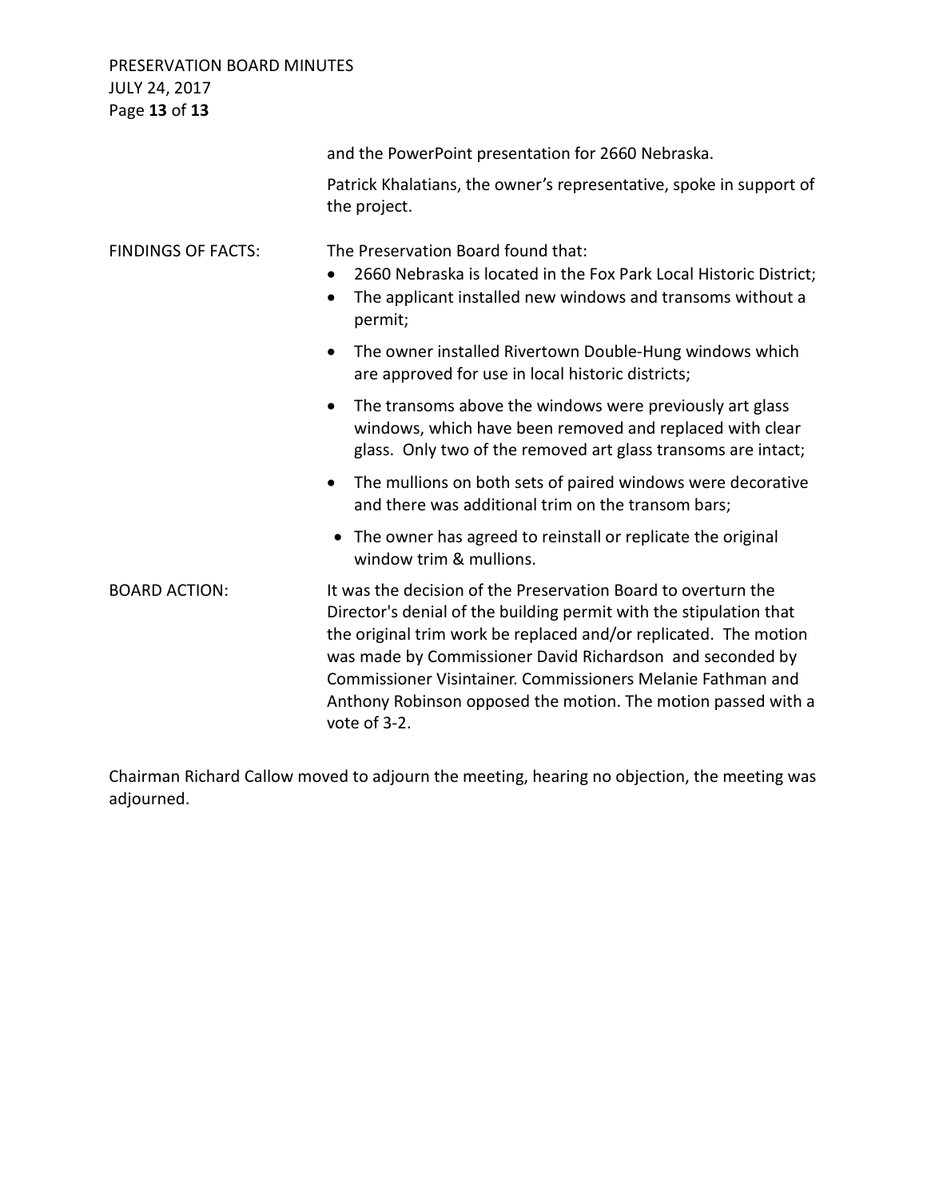and the PowerPoint presentation for 2660 Nebraska.

Patrick Khalatians, the owner's representative, spoke in support of the project.

FINDINGS OF FACTS: The Preservation Board found that:

- 2660 Nebraska is located in the Fox Park Local Historic District;
- The applicant installed new windows and transoms without a permit;
- The owner installed Rivertown Double-Hung windows which are approved for use in local historic districts;
- The transoms above the windows were previously art glass windows, which have been removed and replaced with clear glass. Only two of the removed art glass transoms are intact;
- The mullions on both sets of paired windows were decorative and there was additional trim on the transom bars;
- The owner has agreed to reinstall or replicate the original window trim & mullions.

BOARD ACTION: It was the decision of the Preservation Board to overturn the Director's denial of the building permit with the stipulation that the original trim work be replaced and/or replicated. The motion was made by Commissioner David Richardson and seconded by Commissioner Visintainer. Commissioners Melanie Fathman and Anthony Robinson opposed the motion. The motion passed with a vote of 3-2.

Chairman Richard Callow moved to adjourn the meeting, hearing no objection, the meeting was adjourned.